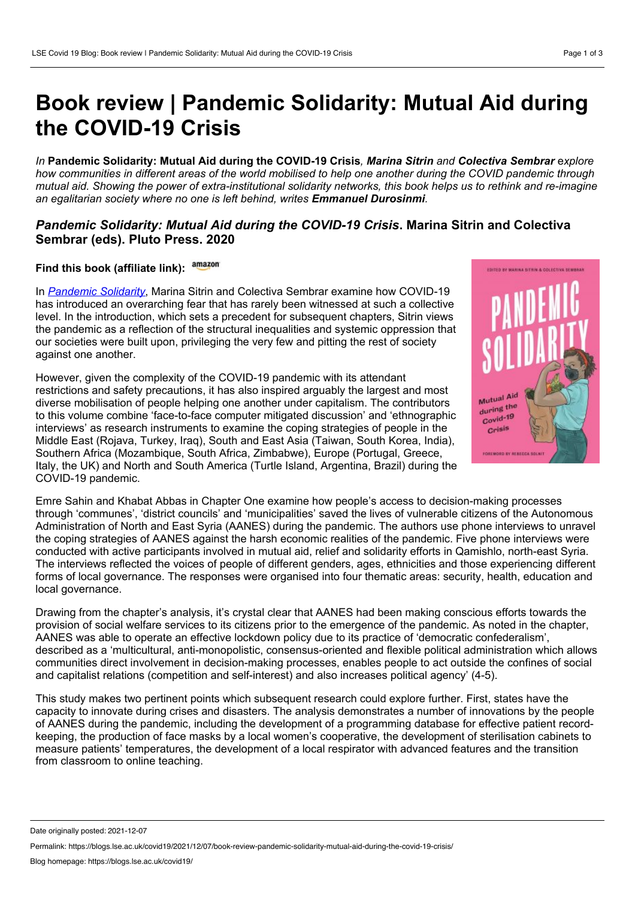# Book review | Pandemic Solidarity: Mutual Aid during the COVID-19 Crisis

*In* **Pandemic Solidarity: Mutual Aid during the COVID-19 Crisis***,* ***Marina Sitrin*** *and* ***Colectiva Sembrar*** *explore how communities in different areas of the world mobilised to help one another during the COVID pandemic through mutual aid. Showing the power of extra-institutional solidarity networks, this book helps us to rethink and re-imagine an egalitarian society where no one is left behind, writes* ***Emmanuel Durosinmi****.*

### *Pandemic Solidarity: Mutual Aid during the COVID-19 Crisis*. Marina Sitrin and Colectiva Sembrar (eds). Pluto Press. 2020

**Find this book (affiliate link):** amazon

In *Pandemic Solidarity*, Marina Sitrin and Colectiva Sembrar examine how COVID-19 has introduced an overarching fear that has rarely been witnessed at such a collective level. In the introduction, which sets a precedent for subsequent chapters, Sitrin views the pandemic as a reflection of the structural inequalities and systemic oppression that our societies were built upon, privileging the very few and pitting the rest of society against one another.

However, given the complexity of the COVID-19 pandemic with its attendant restrictions and safety precautions, it has also inspired arguably the largest and most diverse mobilisation of people helping one another under capitalism. The contributors to this volume combine 'face-to-face computer mitigated discussion' and 'ethnographic interviews' as research instruments to examine the coping strategies of people in the Middle East (Rojava, Turkey, Iraq), South and East Asia (Taiwan, South Korea, India), Southern Africa (Mozambique, South Africa, Zimbabwe), Europe (Portugal, Greece, Italy, the UK) and North and South America (Turtle Island, Argentina, Brazil) during the COVID-19 pandemic.

Emre Sahin and Khabat Abbas in Chapter One examine how people's access to decision-making processes through 'communes', 'district councils' and 'municipalities' saved the lives of vulnerable citizens of the Autonomous Administration of North and East Syria (AANES) during the pandemic. The authors use phone interviews to unravel the coping strategies of AANES against the harsh economic realities of the pandemic. Five phone interviews were conducted with active participants involved in mutual aid, relief and solidarity efforts in Qamishlo, north-east Syria. The interviews reflected the voices of people of different genders, ages, ethnicities and those experiencing different forms of local governance. The responses were organised into four thematic areas: security, health, education and local governance.

Drawing from the chapter's analysis, it's crystal clear that AANES had been making conscious efforts towards the provision of social welfare services to its citizens prior to the emergence of the pandemic. As noted in the chapter, AANES was able to operate an effective lockdown policy due to its practice of 'democratic confederalism', described as a 'multicultural, anti-monopolistic, consensus-oriented and flexible political administration which allows communities direct involvement in decision-making processes, enables people to act outside the confines of social and capitalist relations (competition and self-interest) and also increases political agency' (4-5).

This study makes two pertinent points which subsequent research could explore further. First, states have the capacity to innovate during crises and disasters. The analysis demonstrates a number of innovations by the people of AANES during the pandemic, including the development of a programming database for effective patient record-keeping, the production of face masks by a local women's cooperative, the development of sterilisation cabinets to measure patients' temperatures, the development of a local respirator with advanced features and the transition from classroom to online teaching.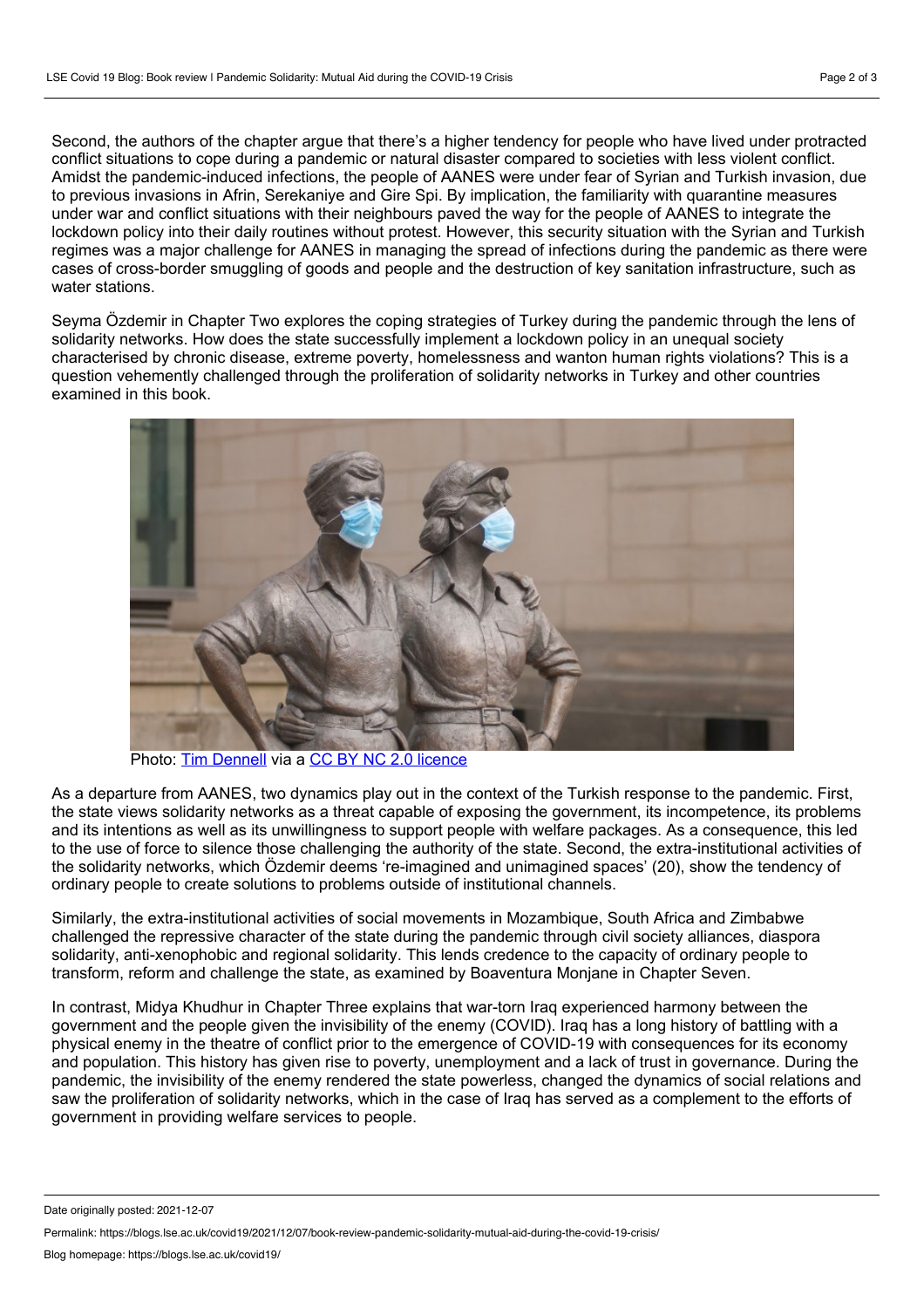Second, the authors of the chapter argue that there's a higher tendency for people who have lived under protracted conflict situations to cope during a pandemic or natural disaster compared to societies with less violent conflict. Amidst the pandemic-induced infections, the people of AANES were under fear of Syrian and Turkish invasion, due to previous invasions in Afrin, Serekaniye and Gire Spi. By implication, the familiarity with quarantine measures under war and conflict situations with their neighbours paved the way for the people of AANES to integrate the lockdown policy into their daily routines without protest. However, this security situation with the Syrian and Turkish regimes was a major challenge for AANES in managing the spread of infections during the pandemic as there were cases of cross-border smuggling of goods and people and the destruction of key sanitation infrastructure, such as water stations.

Seyma Özdemir in Chapter Two explores the coping strategies of Turkey during the pandemic through the lens of solidarity networks. How does the state successfully implement a lockdown policy in an unequal society characterised by chronic disease, extreme poverty, homelessness and wanton human rights violations? This is a question vehemently challenged through the proliferation of solidarity networks in Turkey and other countries examined in this book.

Photo: [Tim Dennell] via a [CC BY NC 2.0 licence]

As a departure from AANES, two dynamics play out in the context of the Turkish response to the pandemic. First, the state views solidarity networks as a threat capable of exposing the government, its incompetence, its problems and its intentions as well as its unwillingness to support people with welfare packages. As a consequence, this led to the use of force to silence those challenging the authority of the state. Second, the extra-institutional activities of the solidarity networks, which Özdemir deems 're-imagined and unimagined spaces' (20), show the tendency of ordinary people to create solutions to problems outside of institutional channels.

Similarly, the extra-institutional activities of social movements in Mozambique, South Africa and Zimbabwe challenged the repressive character of the state during the pandemic through civil society alliances, diaspora solidarity, anti-xenophobic and regional solidarity. This lends credence to the capacity of ordinary people to transform, reform and challenge the state, as examined by Boaventura Monjane in Chapter Seven.

In contrast, Midya Khudhur in Chapter Three explains that war-torn Iraq experienced harmony between the government and the people given the invisibility of the enemy (COVID). Iraq has a long history of battling with a physical enemy in the theatre of conflict prior to the emergence of COVID-19 with consequences for its economy and population. This history has given rise to poverty, unemployment and a lack of trust in governance. During the pandemic, the invisibility of the enemy rendered the state powerless, changed the dynamics of social relations and saw the proliferation of solidarity networks, which in the case of Iraq has served as a complement to the efforts of government in providing welfare services to people.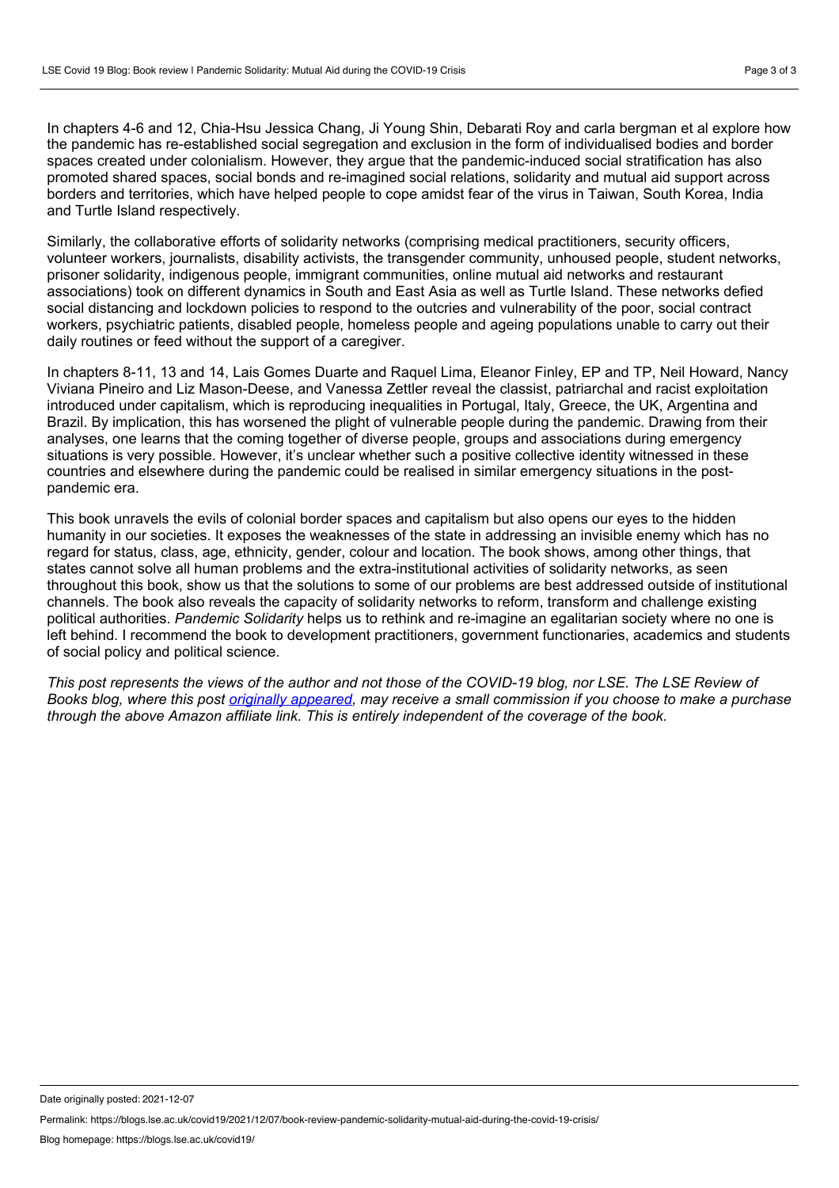In chapters 4-6 and 12, Chia-Hsu Jessica Chang, Ji Young Shin, Debarati Roy and carla bergman et al explore how the pandemic has re-established social segregation and exclusion in the form of individualised bodies and border spaces created under colonialism. However, they argue that the pandemic-induced social stratification has also promoted shared spaces, social bonds and re-imagined social relations, solidarity and mutual aid support across borders and territories, which have helped people to cope amidst fear of the virus in Taiwan, South Korea, India and Turtle Island respectively.

Similarly, the collaborative efforts of solidarity networks (comprising medical practitioners, security officers, volunteer workers, journalists, disability activists, the transgender community, unhoused people, student networks, prisoner solidarity, indigenous people, immigrant communities, online mutual aid networks and restaurant associations) took on different dynamics in South and East Asia as well as Turtle Island. These networks defied social distancing and lockdown policies to respond to the outcries and vulnerability of the poor, social contract workers, psychiatric patients, disabled people, homeless people and ageing populations unable to carry out their daily routines or feed without the support of a caregiver.

In chapters 8-11, 13 and 14, Lais Gomes Duarte and Raquel Lima, Eleanor Finley, EP and TP, Neil Howard, Nancy Viviana Pineiro and Liz Mason-Deese, and Vanessa Zettler reveal the classist, patriarchal and racist exploitation introduced under capitalism, which is reproducing inequalities in Portugal, Italy, Greece, the UK, Argentina and Brazil. By implication, this has worsened the plight of vulnerable people during the pandemic. Drawing from their analyses, one learns that the coming together of diverse people, groups and associations during emergency situations is very possible. However, it's unclear whether such a positive collective identity witnessed in these countries and elsewhere during the pandemic could be realised in similar emergency situations in the post-pandemic era.

This book unravels the evils of colonial border spaces and capitalism but also opens our eyes to the hidden humanity in our societies. It exposes the weaknesses of the state in addressing an invisible enemy which has no regard for status, class, age, ethnicity, gender, colour and location. The book shows, among other things, that states cannot solve all human problems and the extra-institutional activities of solidarity networks, as seen throughout this book, show us that the solutions to some of our problems are best addressed outside of institutional channels. The book also reveals the capacity of solidarity networks to reform, transform and challenge existing political authorities. *Pandemic Solidarity* helps us to rethink and re-imagine an egalitarian society where no one is left behind. I recommend the book to development practitioners, government functionaries, academics and students of social policy and political science.

*This post represents the views of the author and not those of the COVID-19 blog, nor LSE. The LSE Review of Books blog, where this post originally appeared, may receive a small commission if you choose to make a purchase through the above Amazon affiliate link. This is entirely independent of the coverage of the book.*

Date originally posted: 2021-12-07

Permalink: https://blogs.lse.ac.uk/covid19/2021/12/07/book-review-pandemic-solidarity-mutual-aid-during-the-covid-19-crisis/

Blog homepage: https://blogs.lse.ac.uk/covid19/